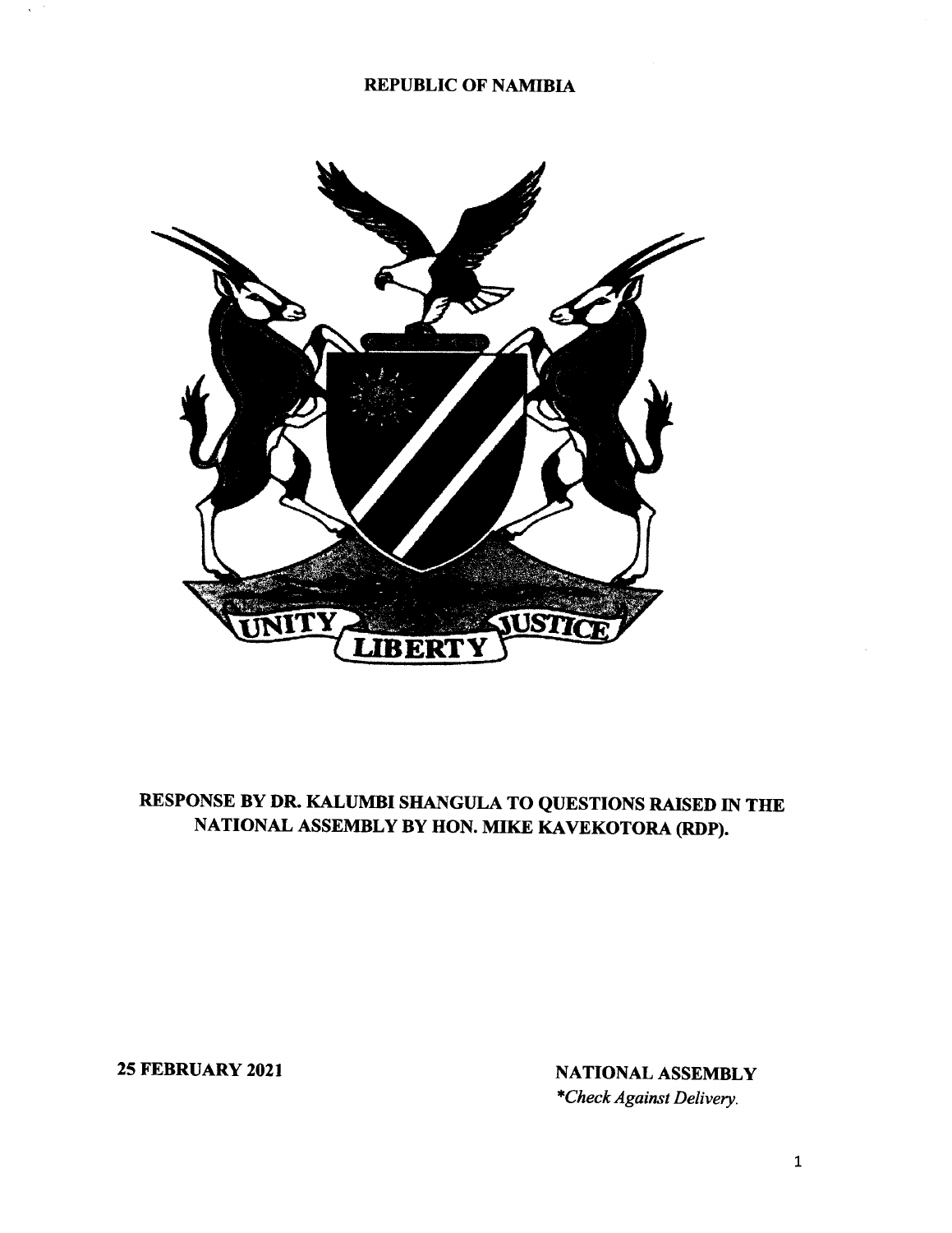**REPUBLIC OF NAMIBIA**

UNITY LIBERTY JUSTICE

# RESPONSE BY DR. KALUMBI SHANGULA TO QUESTIONS RAISED IN THE NATIONAL ASSEMBLY BY HON. MIKE KAVEKOTORA (RDP).

**25 FEBRUARY 2021**

**NATIONAL ASSEMBLY**

*\*Check Against Delivery.*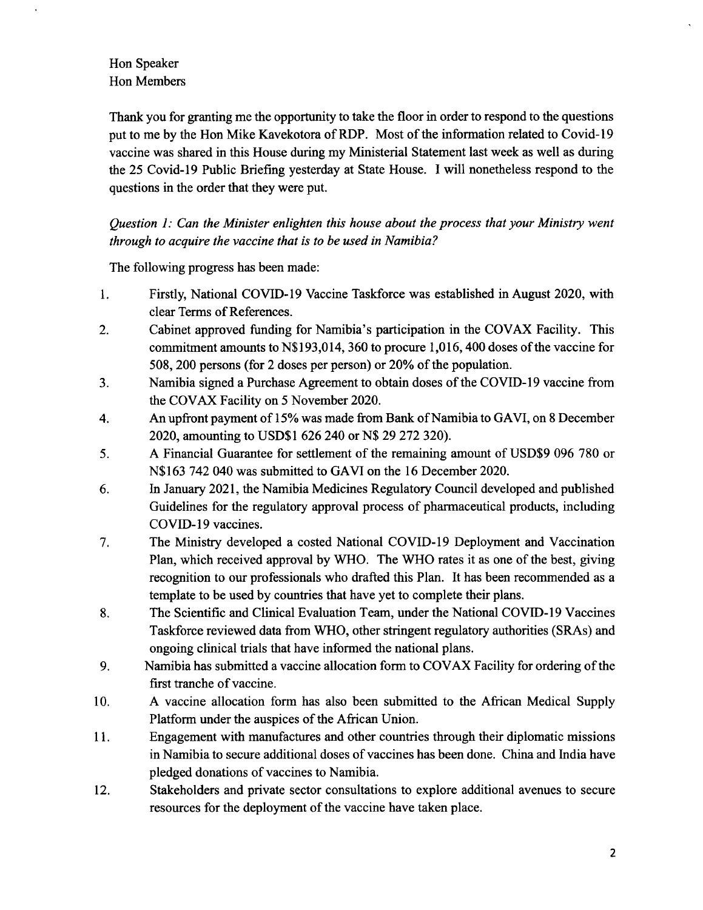Hon Speaker
Hon Members

Thank you for granting me the opportunity to take the floor in order to respond to the questions put to me by the Hon Mike Kavekotora of RDP. Most of the information related to Covid-19 vaccine was shared in this House during my Ministerial Statement last week as well as during the 25 Covid-19 Public Briefing yesterday at State House. I will nonetheless respond to the questions in the order that they were put.

*Question 1: Can the Minister enlighten this house about the process that your Ministry went through to acquire the vaccine that is to be used in Namibia?*

The following progress has been made:

1. Firstly, National COVID-19 Vaccine Taskforce was established in August 2020, with clear Terms of References.
2. Cabinet approved funding for Namibia's participation in the COVAX Facility. This commitment amounts to N$193,014, 360 to procure 1,016, 400 doses of the vaccine for 508, 200 persons (for 2 doses per person) or 20% of the population.
3. Namibia signed a Purchase Agreement to obtain doses of the COVID-19 vaccine from the COVAX Facility on 5 November 2020.
4. An upfront payment of 15% was made from Bank of Namibia to GAVI, on 8 December 2020, amounting to USD$1 626 240 or N$ 29 272 320).
5. A Financial Guarantee for settlement of the remaining amount of USD$9 096 780 or N$163 742 040 was submitted to GAVI on the 16 December 2020.
6. In January 2021, the Namibia Medicines Regulatory Council developed and published Guidelines for the regulatory approval process of pharmaceutical products, including COVID-19 vaccines.
7. The Ministry developed a costed National COVID-19 Deployment and Vaccination Plan, which received approval by WHO. The WHO rates it as one of the best, giving recognition to our professionals who drafted this Plan. It has been recommended as a template to be used by countries that have yet to complete their plans.
8. The Scientific and Clinical Evaluation Team, under the National COVID-19 Vaccines Taskforce reviewed data from WHO, other stringent regulatory authorities (SRAs) and ongoing clinical trials that have informed the national plans.
9. Namibia has submitted a vaccine allocation form to COVAX Facility for ordering of the first tranche of vaccine.
10. A vaccine allocation form has also been submitted to the African Medical Supply Platform under the auspices of the African Union.
11. Engagement with manufactures and other countries through their diplomatic missions in Namibia to secure additional doses of vaccines has been done. China and India have pledged donations of vaccines to Namibia.
12. Stakeholders and private sector consultations to explore additional avenues to secure resources for the deployment of the vaccine have taken place.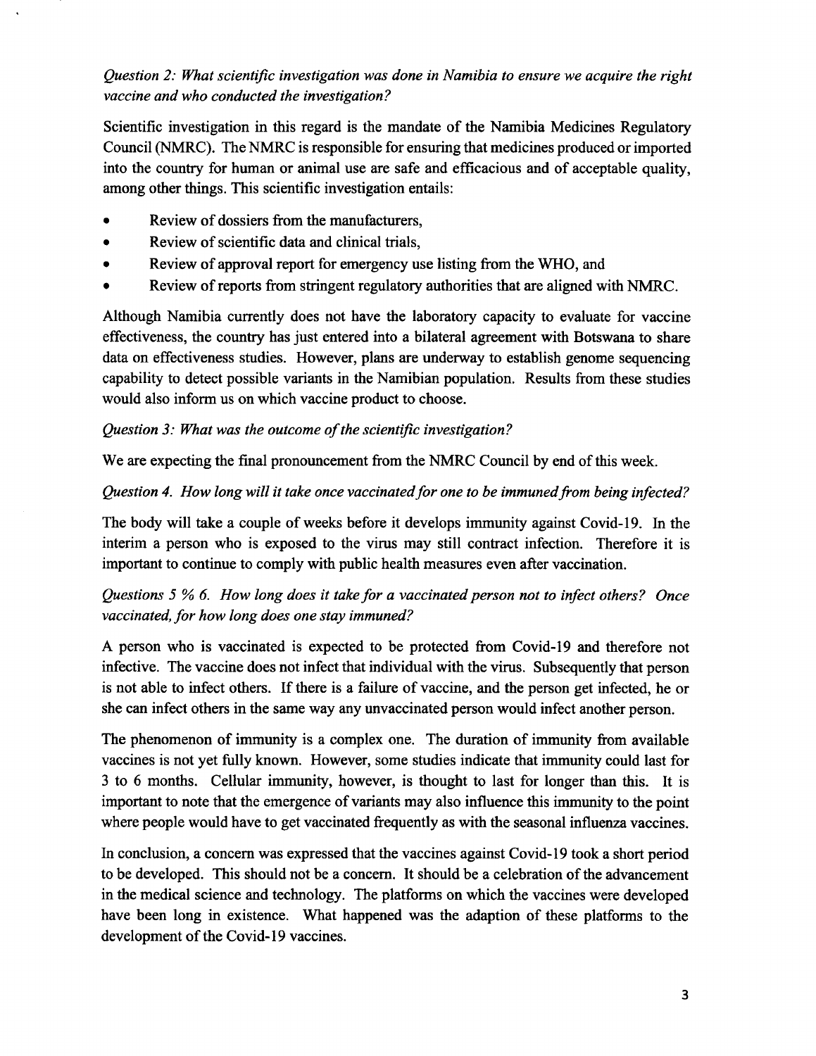*Question 2: What scientific investigation was done in Namibia to ensure we acquire the right vaccine and who conducted the investigation?*

Scientific investigation in this regard is the mandate of the Namibia Medicines Regulatory Council (NMRC). The NMRC is responsible for ensuring that medicines produced or imported into the country for human or animal use are safe and efficacious and of acceptable quality, among other things. This scientific investigation entails:

- Review of dossiers from the manufacturers,
- Review of scientific data and clinical trials,
- Review of approval report for emergency use listing from the WHO, and
- Review of reports from stringent regulatory authorities that are aligned with NMRC.

Although Namibia currently does not have the laboratory capacity to evaluate for vaccine effectiveness, the country has just entered into a bilateral agreement with Botswana to share data on effectiveness studies. However, plans are underway to establish genome sequencing capability to detect possible variants in the Namibian population. Results from these studies would also inform us on which vaccine product to choose.

*Question 3: What was the outcome of the scientific investigation?*

We are expecting the final pronouncement from the NMRC Council by end of this week.

*Question 4. How long will it take once vaccinated for one to be immuned from being infected?*

The body will take a couple of weeks before it develops immunity against Covid-19. In the interim a person who is exposed to the virus may still contract infection. Therefore it is important to continue to comply with public health measures even after vaccination.

*Questions 5 % 6. How long does it take for a vaccinated person not to infect others? Once vaccinated, for how long does one stay immuned?*

A person who is vaccinated is expected to be protected from Covid-19 and therefore not infective. The vaccine does not infect that individual with the virus. Subsequently that person is not able to infect others. If there is a failure of vaccine, and the person get infected, he or she can infect others in the same way any unvaccinated person would infect another person.

The phenomenon of immunity is a complex one. The duration of immunity from available vaccines is not yet fully known. However, some studies indicate that immunity could last for 3 to 6 months. Cellular immunity, however, is thought to last for longer than this. It is important to note that the emergence of variants may also influence this immunity to the point where people would have to get vaccinated frequently as with the seasonal influenza vaccines.

In conclusion, a concern was expressed that the vaccines against Covid-19 took a short period to be developed. This should not be a concern. It should be a celebration of the advancement in the medical science and technology. The platforms on which the vaccines were developed have been long in existence. What happened was the adaption of these platforms to the development of the Covid-19 vaccines.